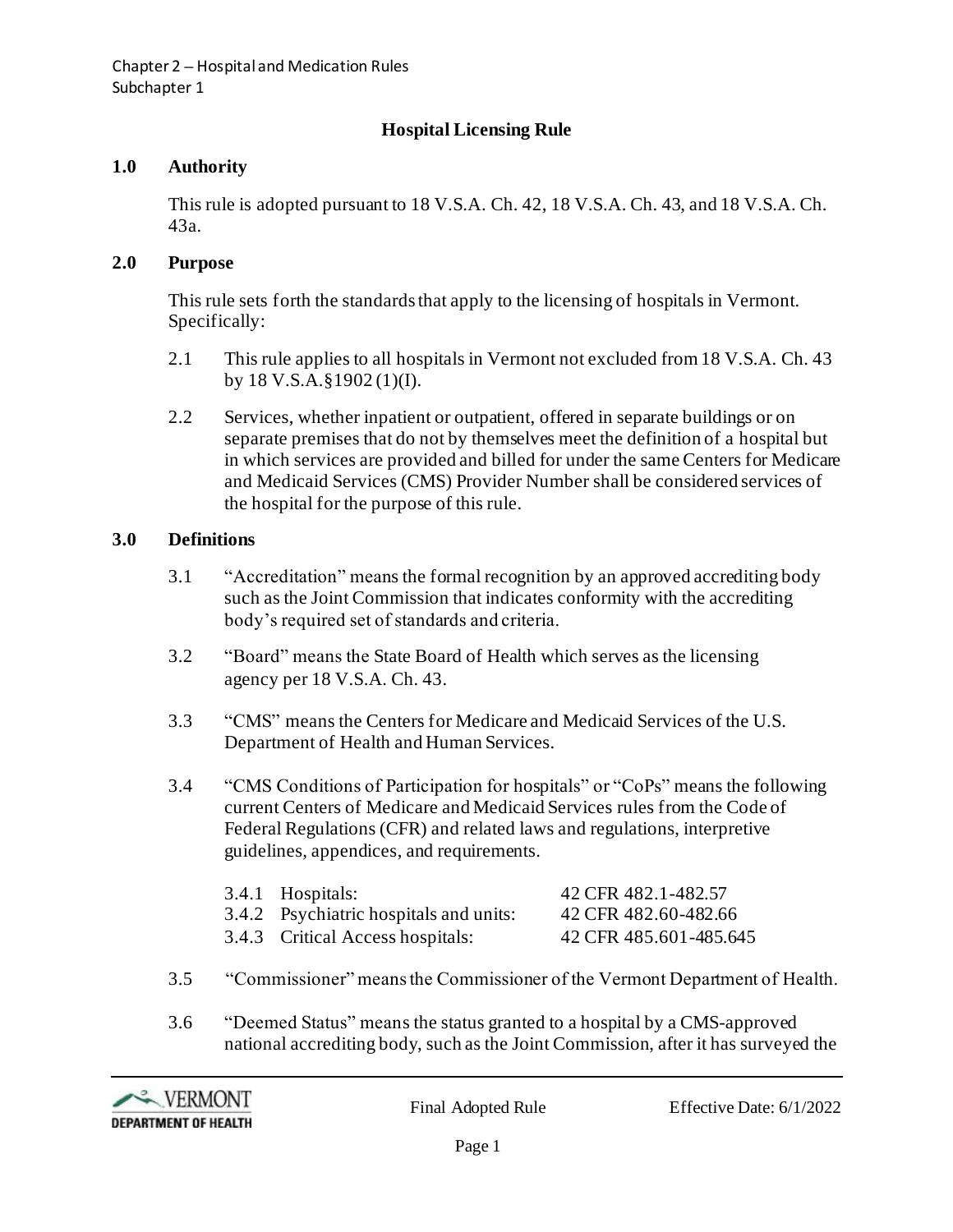Chapter 2 – Hospital and Medication Rules
Subchapter 1

# Hospital Licensing Rule

## 1.0 Authority

This rule is adopted pursuant to 18 V.S.A. Ch. 42, 18 V.S.A. Ch. 43, and 18 V.S.A. Ch. 43a.

## 2.0 Purpose

This rule sets forth the standards that apply to the licensing of hospitals in Vermont. Specifically:

2.1 This rule applies to all hospitals in Vermont not excluded from 18 V.S.A. Ch. 43 by 18 V.S.A.§1902 (1)(I).

2.2 Services, whether inpatient or outpatient, offered in separate buildings or on separate premises that do not by themselves meet the definition of a hospital but in which services are provided and billed for under the same Centers for Medicare and Medicaid Services (CMS) Provider Number shall be considered services of the hospital for the purpose of this rule.

## 3.0 Definitions

3.1 "Accreditation" means the formal recognition by an approved accrediting body such as the Joint Commission that indicates conformity with the accrediting body's required set of standards and criteria.

3.2 "Board" means the State Board of Health which serves as the licensing agency per 18 V.S.A. Ch. 43.

3.3 "CMS" means the Centers for Medicare and Medicaid Services of the U.S. Department of Health and Human Services.

3.4 "CMS Conditions of Participation for hospitals" or "CoPs" means the following current Centers of Medicare and Medicaid Services rules from the Code of Federal Regulations (CFR) and related laws and regulations, interpretive guidelines, appendices, and requirements.

| | | |
|---|---|---|
| 3.4.1 | Hospitals: | 42 CFR 482.1-482.57 |
| 3.4.2 | Psychiatric hospitals and units: | 42 CFR 482.60-482.66 |
| 3.4.3 | Critical Access hospitals: | 42 CFR 485.601-485.645 |

3.5 "Commissioner" means the Commissioner of the Vermont Department of Health.

3.6 "Deemed Status" means the status granted to a hospital by a CMS-approved national accrediting body, such as the Joint Commission, after it has surveyed the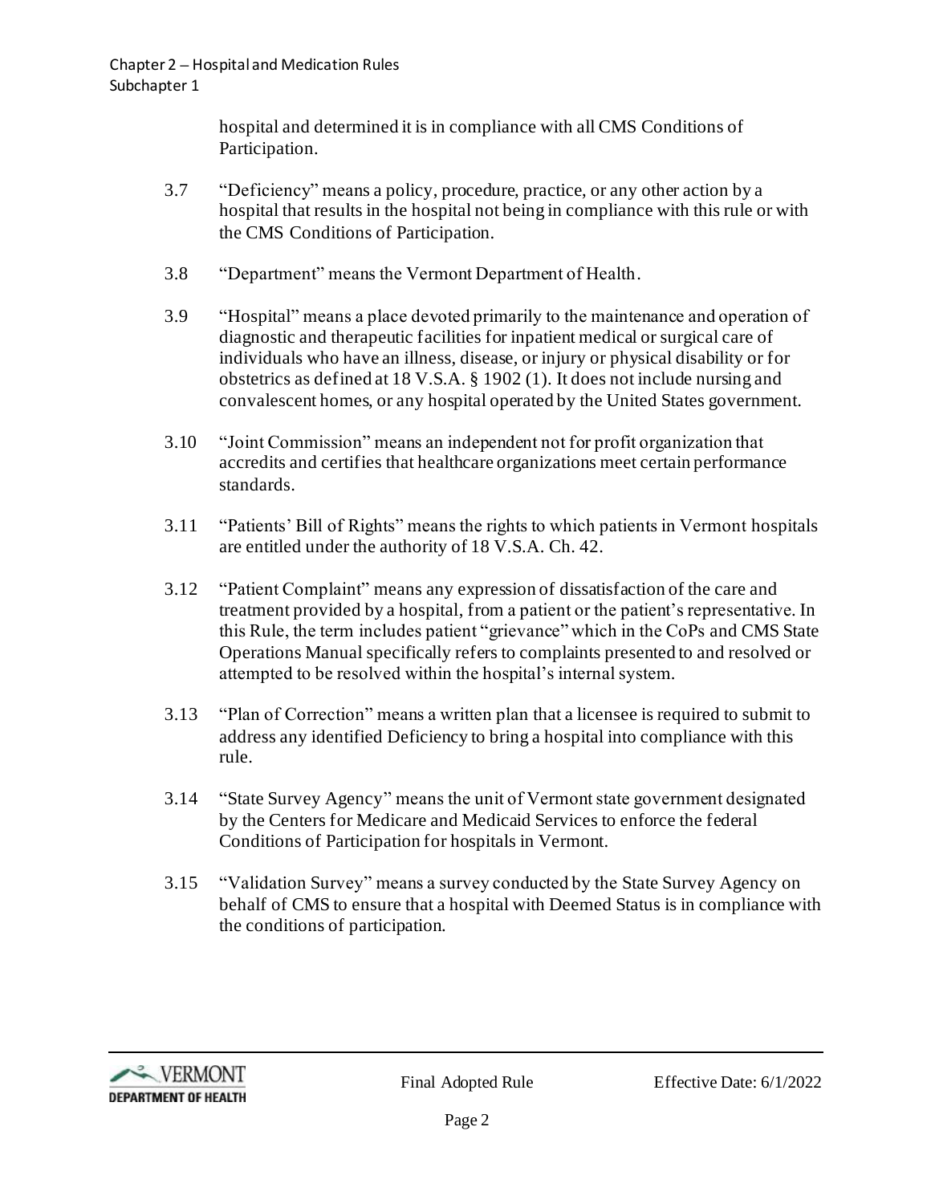hospital and determined it is in compliance with all CMS Conditions of Participation.

3.7 "Deficiency" means a policy, procedure, practice, or any other action by a hospital that results in the hospital not being in compliance with this rule or with the CMS Conditions of Participation.

3.8 "Department" means the Vermont Department of Health.

3.9 "Hospital" means a place devoted primarily to the maintenance and operation of diagnostic and therapeutic facilities for inpatient medical or surgical care of individuals who have an illness, disease, or injury or physical disability or for obstetrics as defined at 18 V.S.A. § 1902 (1). It does not include nursing and convalescent homes, or any hospital operated by the United States government.

3.10 "Joint Commission" means an independent not for profit organization that accredits and certifies that healthcare organizations meet certain performance standards.

3.11 "Patients' Bill of Rights" means the rights to which patients in Vermont hospitals are entitled under the authority of 18 V.S.A. Ch. 42.

3.12 "Patient Complaint" means any expression of dissatisfaction of the care and treatment provided by a hospital, from a patient or the patient's representative. In this Rule, the term includes patient "grievance" which in the CoPs and CMS State Operations Manual specifically refers to complaints presented to and resolved or attempted to be resolved within the hospital's internal system.

3.13 "Plan of Correction" means a written plan that a licensee is required to submit to address any identified Deficiency to bring a hospital into compliance with this rule.

3.14 "State Survey Agency" means the unit of Vermont state government designated by the Centers for Medicare and Medicaid Services to enforce the federal Conditions of Participation for hospitals in Vermont.

3.15 "Validation Survey" means a survey conducted by the State Survey Agency on behalf of CMS to ensure that a hospital with Deemed Status is in compliance with the conditions of participation.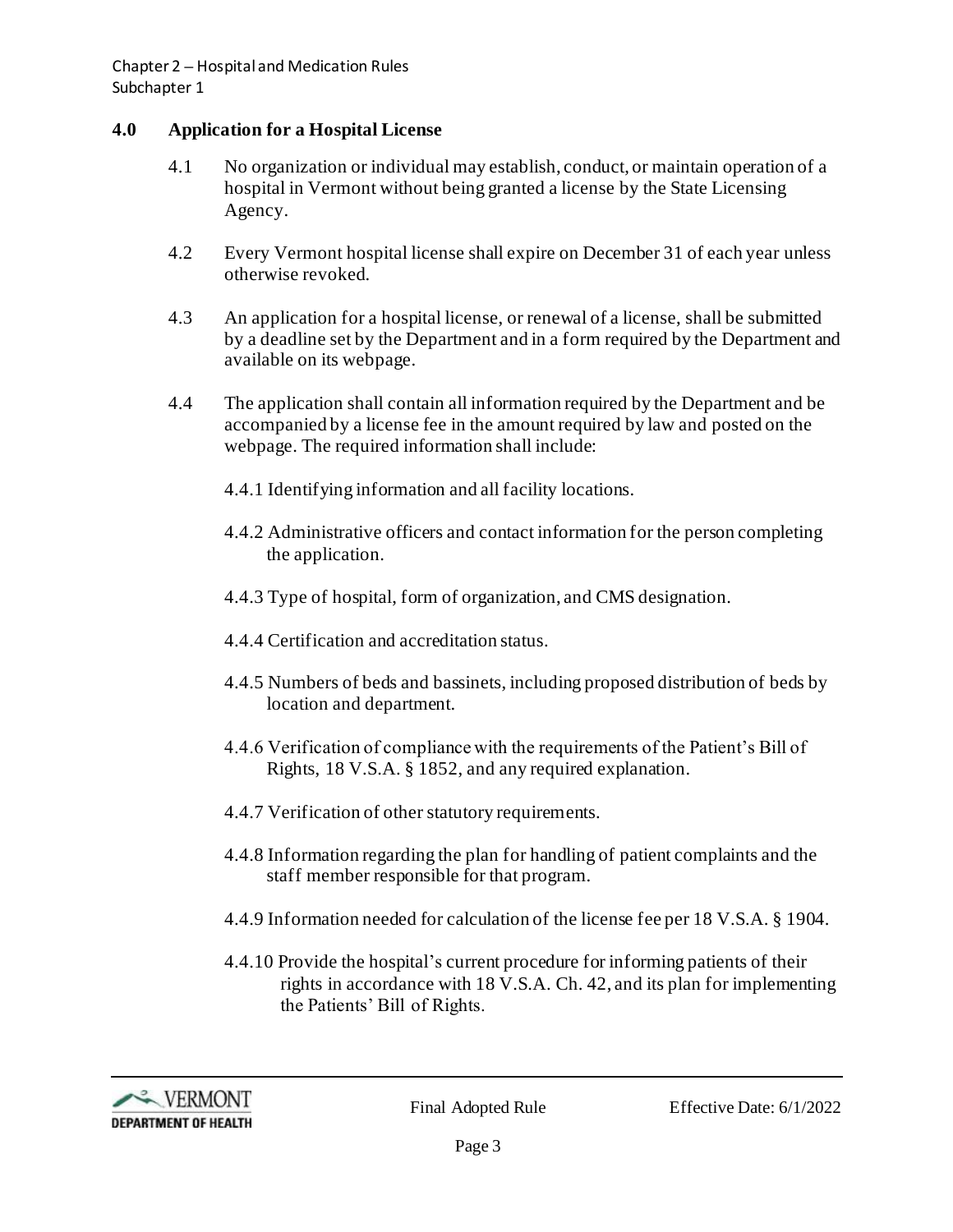## 4.0 Application for a Hospital License

4.1 No organization or individual may establish, conduct, or maintain operation of a hospital in Vermont without being granted a license by the State Licensing Agency.

4.2 Every Vermont hospital license shall expire on December 31 of each year unless otherwise revoked.

4.3 An application for a hospital license, or renewal of a license, shall be submitted by a deadline set by the Department and in a form required by the Department and available on its webpage.

4.4 The application shall contain all information required by the Department and be accompanied by a license fee in the amount required by law and posted on the webpage. The required information shall include:

4.4.1 Identifying information and all facility locations.

4.4.2 Administrative officers and contact information for the person completing the application.

4.4.3 Type of hospital, form of organization, and CMS designation.

4.4.4 Certification and accreditation status.

4.4.5 Numbers of beds and bassinets, including proposed distribution of beds by location and department.

4.4.6 Verification of compliance with the requirements of the Patient's Bill of Rights, 18 V.S.A. § 1852, and any required explanation.

4.4.7 Verification of other statutory requirements.

4.4.8 Information regarding the plan for handling of patient complaints and the staff member responsible for that program.

4.4.9 Information needed for calculation of the license fee per 18 V.S.A. § 1904.

4.4.10 Provide the hospital's current procedure for informing patients of their rights in accordance with 18 V.S.A. Ch. 42, and its plan for implementing the Patients' Bill of Rights.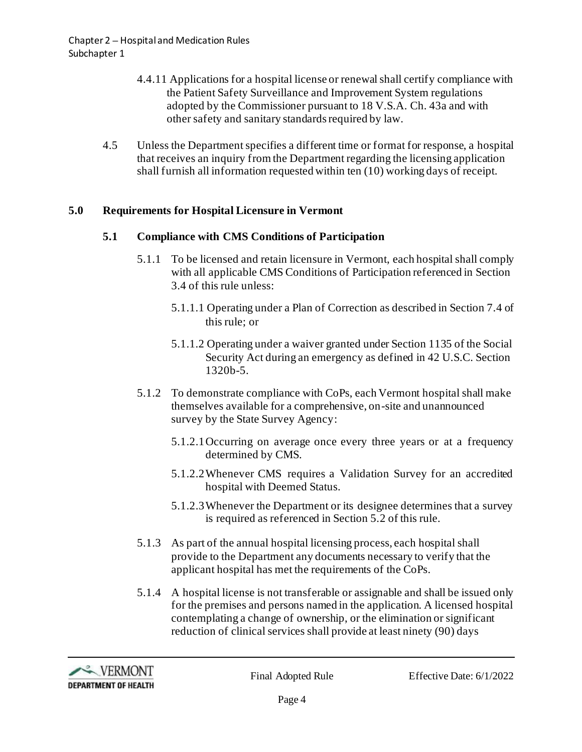4.4.11 Applications for a hospital license or renewal shall certify compliance with the Patient Safety Surveillance and Improvement System regulations adopted by the Commissioner pursuant to 18 V.S.A. Ch. 43a and with other safety and sanitary standards required by law.

4.5 Unless the Department specifies a different time or format for response, a hospital that receives an inquiry from the Department regarding the licensing application shall furnish all information requested within ten (10) working days of receipt.

## 5.0 Requirements for Hospital Licensure in Vermont

### 5.1 Compliance with CMS Conditions of Participation

5.1.1 To be licensed and retain licensure in Vermont, each hospital shall comply with all applicable CMS Conditions of Participation referenced in Section 3.4 of this rule unless:

5.1.1.1 Operating under a Plan of Correction as described in Section 7.4 of this rule; or

5.1.1.2 Operating under a waiver granted under Section 1135 of the Social Security Act during an emergency as defined in 42 U.S.C. Section 1320b-5.

5.1.2 To demonstrate compliance with CoPs, each Vermont hospital shall make themselves available for a comprehensive, on-site and unannounced survey by the State Survey Agency:

5.1.2.1 Occurring on average once every three years or at a frequency determined by CMS.

5.1.2.2 Whenever CMS requires a Validation Survey for an accredited hospital with Deemed Status.

5.1.2.3 Whenever the Department or its designee determines that a survey is required as referenced in Section 5.2 of this rule.

5.1.3 As part of the annual hospital licensing process, each hospital shall provide to the Department any documents necessary to verify that the applicant hospital has met the requirements of the CoPs.

5.1.4 A hospital license is not transferable or assignable and shall be issued only for the premises and persons named in the application. A licensed hospital contemplating a change of ownership, or the elimination or significant reduction of clinical services shall provide at least ninety (90) days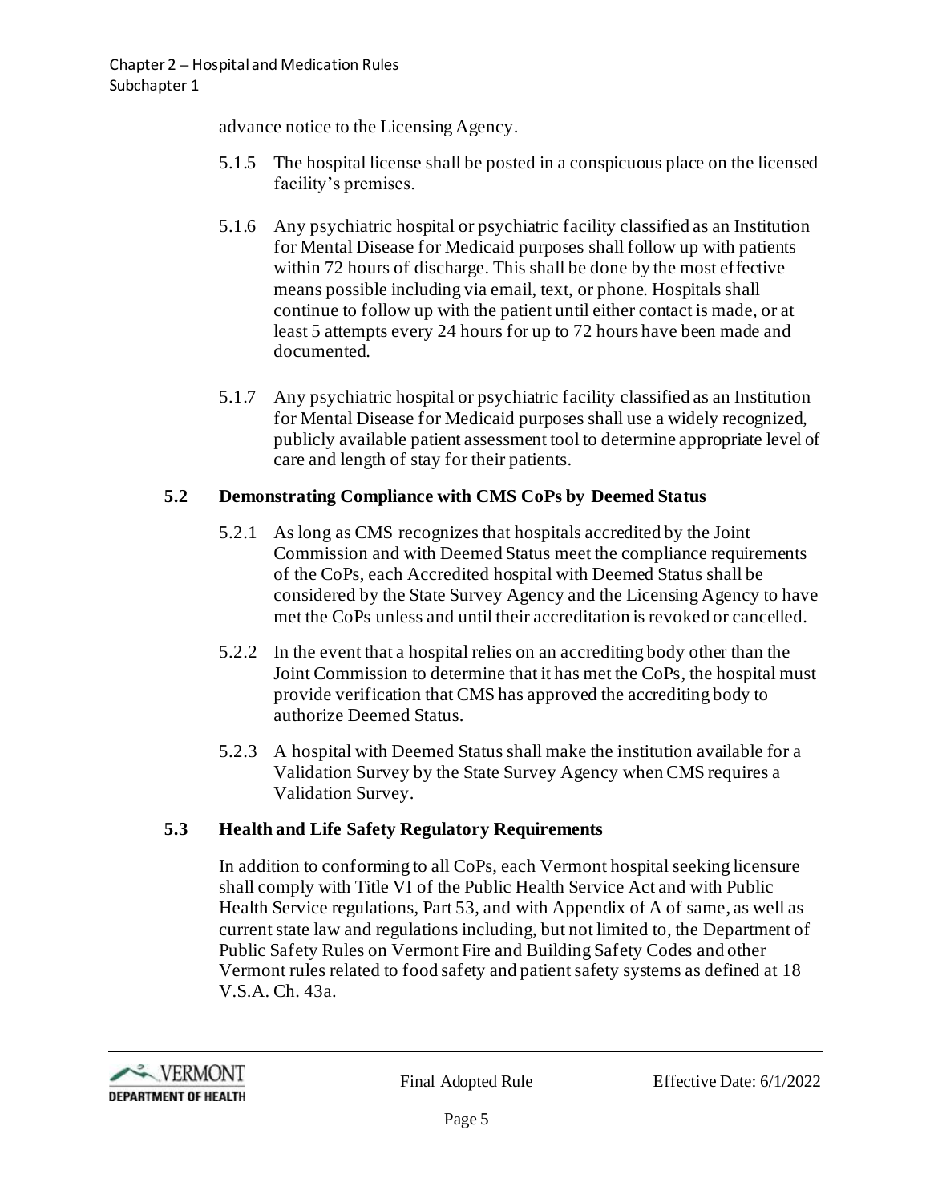advance notice to the Licensing Agency.

5.1.5 The hospital license shall be posted in a conspicuous place on the licensed facility's premises.

5.1.6 Any psychiatric hospital or psychiatric facility classified as an Institution for Mental Disease for Medicaid purposes shall follow up with patients within 72 hours of discharge. This shall be done by the most effective means possible including via email, text, or phone. Hospitals shall continue to follow up with the patient until either contact is made, or at least 5 attempts every 24 hours for up to 72 hours have been made and documented.

5.1.7 Any psychiatric hospital or psychiatric facility classified as an Institution for Mental Disease for Medicaid purposes shall use a widely recognized, publicly available patient assessment tool to determine appropriate level of care and length of stay for their patients.

### 5.2 Demonstrating Compliance with CMS CoPs by Deemed Status

5.2.1 As long as CMS recognizes that hospitals accredited by the Joint Commission and with Deemed Status meet the compliance requirements of the CoPs, each Accredited hospital with Deemed Status shall be considered by the State Survey Agency and the Licensing Agency to have met the CoPs unless and until their accreditation is revoked or cancelled.

5.2.2 In the event that a hospital relies on an accrediting body other than the Joint Commission to determine that it has met the CoPs, the hospital must provide verification that CMS has approved the accrediting body to authorize Deemed Status.

5.2.3 A hospital with Deemed Status shall make the institution available for a Validation Survey by the State Survey Agency when CMS requires a Validation Survey.

### 5.3 Health and Life Safety Regulatory Requirements

In addition to conforming to all CoPs, each Vermont hospital seeking licensure shall comply with Title VI of the Public Health Service Act and with Public Health Service regulations, Part 53, and with Appendix of A of same, as well as current state law and regulations including, but not limited to, the Department of Public Safety Rules on Vermont Fire and Building Safety Codes and other Vermont rules related to food safety and patient safety systems as defined at 18 V.S.A. Ch. 43a.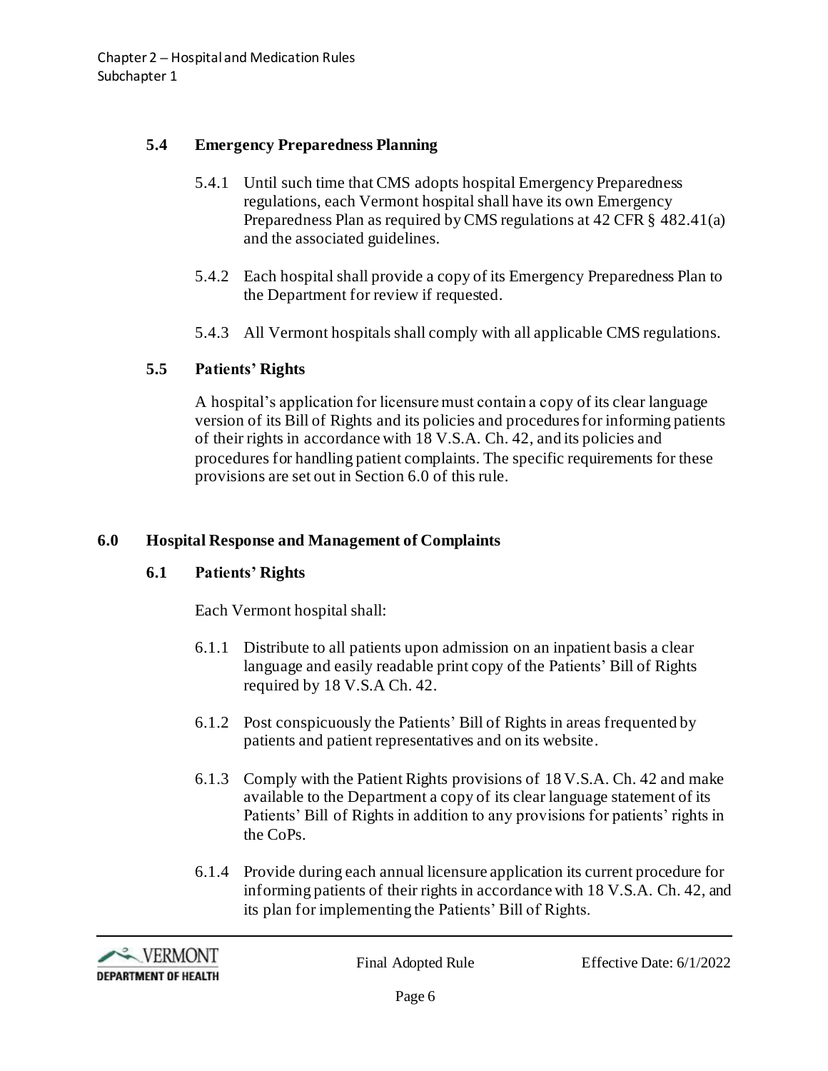### 5.4 Emergency Preparedness Planning

5.4.1 Until such time that CMS adopts hospital Emergency Preparedness regulations, each Vermont hospital shall have its own Emergency Preparedness Plan as required by CMS regulations at 42 CFR § 482.41(a) and the associated guidelines.

5.4.2 Each hospital shall provide a copy of its Emergency Preparedness Plan to the Department for review if requested.

5.4.3 All Vermont hospitals shall comply with all applicable CMS regulations.

### 5.5 Patients' Rights

A hospital's application for licensure must contain a copy of its clear language version of its Bill of Rights and its policies and procedures for informing patients of their rights in accordance with 18 V.S.A. Ch. 42, and its policies and procedures for handling patient complaints. The specific requirements for these provisions are set out in Section 6.0 of this rule.

## 6.0 Hospital Response and Management of Complaints

### 6.1 Patients' Rights

Each Vermont hospital shall:

6.1.1 Distribute to all patients upon admission on an inpatient basis a clear language and easily readable print copy of the Patients' Bill of Rights required by 18 V.S.A Ch. 42.

6.1.2 Post conspicuously the Patients' Bill of Rights in areas frequented by patients and patient representatives and on its website.

6.1.3 Comply with the Patient Rights provisions of 18 V.S.A. Ch. 42 and make available to the Department a copy of its clear language statement of its Patients' Bill of Rights in addition to any provisions for patients' rights in the CoPs.

6.1.4 Provide during each annual licensure application its current procedure for informing patients of their rights in accordance with 18 V.S.A. Ch. 42, and its plan for implementing the Patients' Bill of Rights.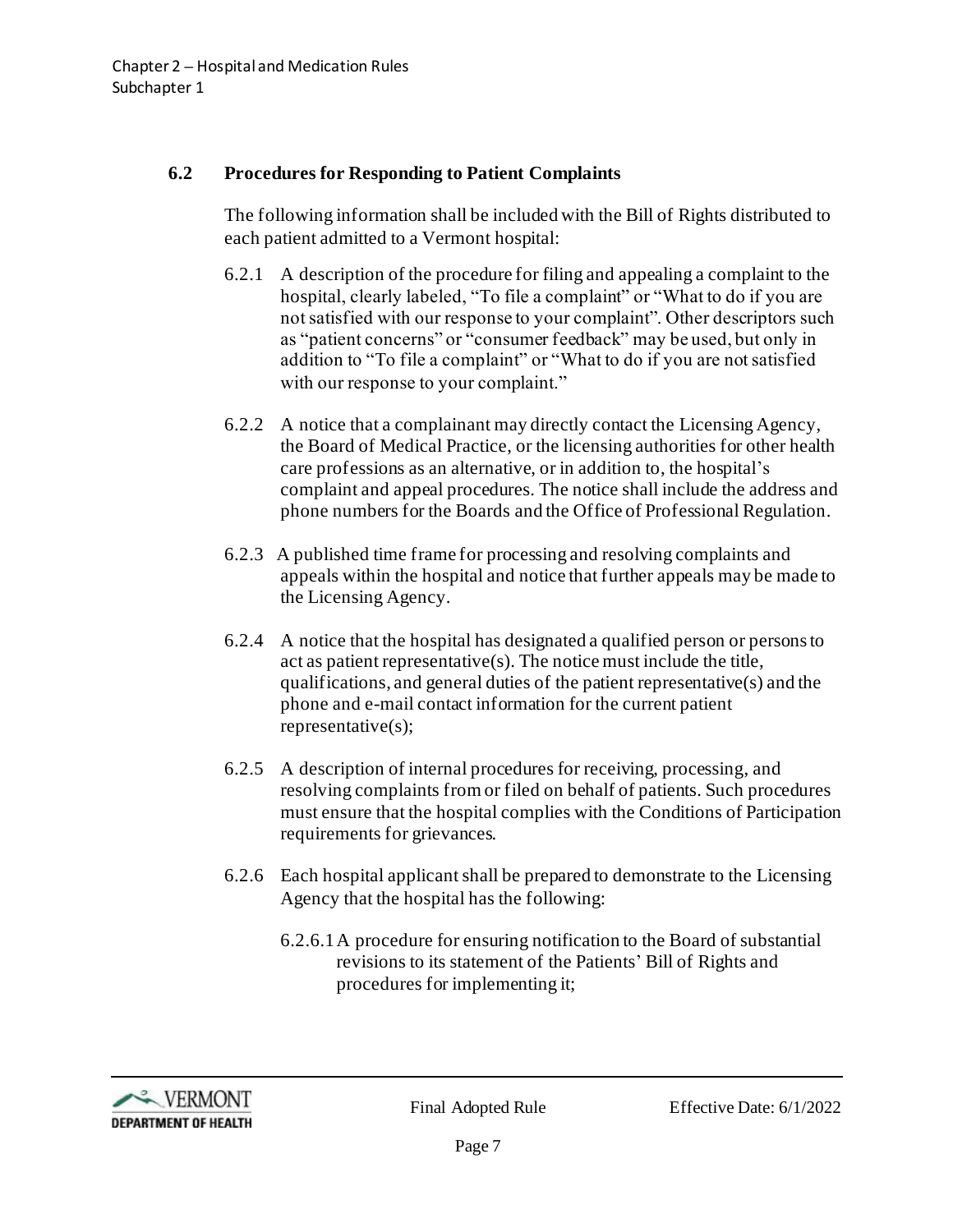### 6.2 Procedures for Responding to Patient Complaints

The following information shall be included with the Bill of Rights distributed to each patient admitted to a Vermont hospital:

6.2.1 A description of the procedure for filing and appealing a complaint to the hospital, clearly labeled, "To file a complaint" or "What to do if you are not satisfied with our response to your complaint". Other descriptors such as "patient concerns" or "consumer feedback" may be used, but only in addition to "To file a complaint" or "What to do if you are not satisfied with our response to your complaint."

6.2.2 A notice that a complainant may directly contact the Licensing Agency, the Board of Medical Practice, or the licensing authorities for other health care professions as an alternative, or in addition to, the hospital's complaint and appeal procedures. The notice shall include the address and phone numbers for the Boards and the Office of Professional Regulation.

6.2.3 A published time frame for processing and resolving complaints and appeals within the hospital and notice that further appeals may be made to the Licensing Agency.

6.2.4 A notice that the hospital has designated a qualified person or persons to act as patient representative(s). The notice must include the title, qualifications, and general duties of the patient representative(s) and the phone and e-mail contact information for the current patient representative(s);

6.2.5 A description of internal procedures for receiving, processing, and resolving complaints from or filed on behalf of patients. Such procedures must ensure that the hospital complies with the Conditions of Participation requirements for grievances.

6.2.6 Each hospital applicant shall be prepared to demonstrate to the Licensing Agency that the hospital has the following:

6.2.6.1 A procedure for ensuring notification to the Board of substantial revisions to its statement of the Patients' Bill of Rights and procedures for implementing it;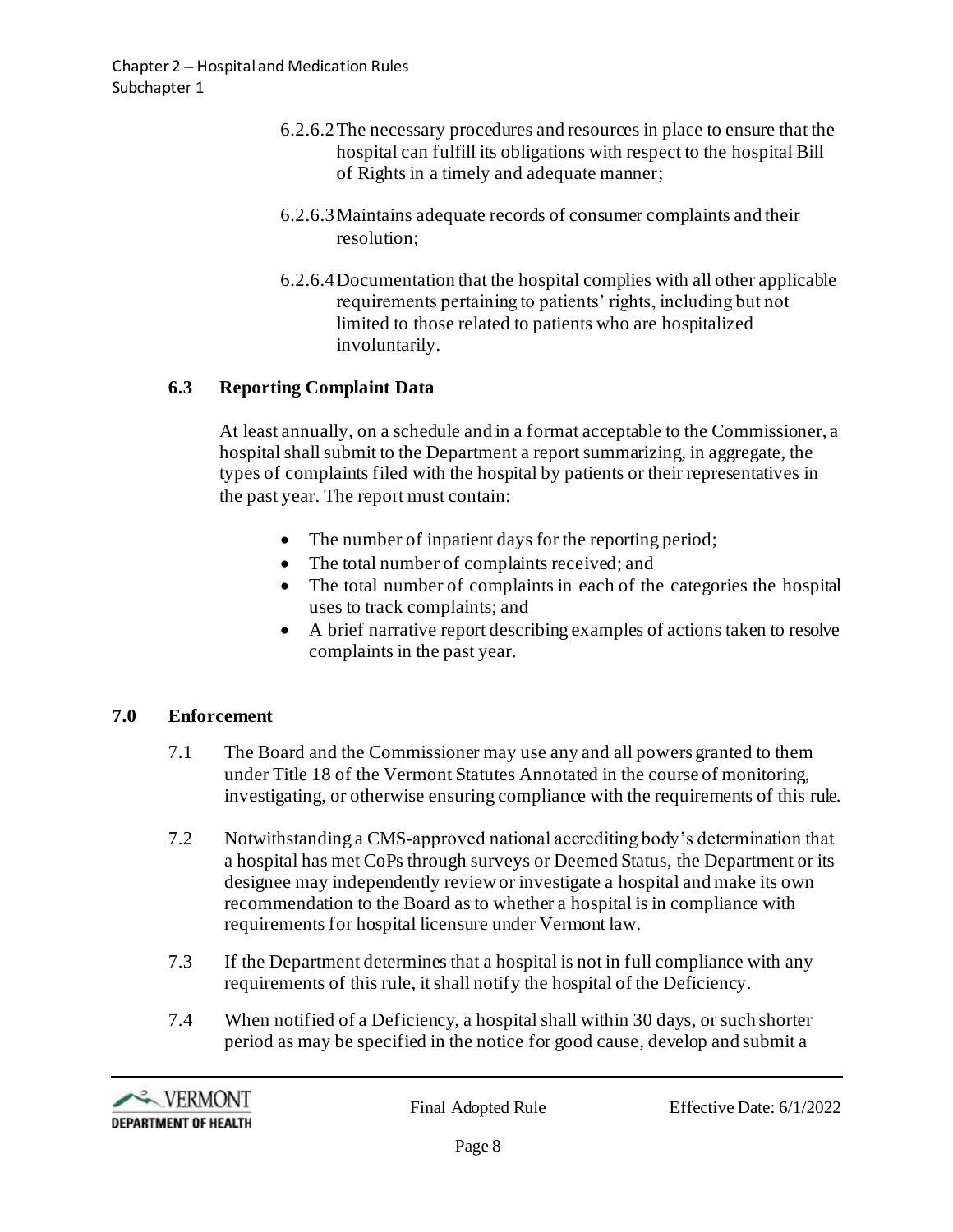6.2.6.2 The necessary procedures and resources in place to ensure that the hospital can fulfill its obligations with respect to the hospital Bill of Rights in a timely and adequate manner;

6.2.6.3 Maintains adequate records of consumer complaints and their resolution;

6.2.6.4 Documentation that the hospital complies with all other applicable requirements pertaining to patients' rights, including but not limited to those related to patients who are hospitalized involuntarily.

### 6.3 Reporting Complaint Data

At least annually, on a schedule and in a format acceptable to the Commissioner, a hospital shall submit to the Department a report summarizing, in aggregate, the types of complaints filed with the hospital by patients or their representatives in the past year. The report must contain:

- The number of inpatient days for the reporting period;
- The total number of complaints received; and
- The total number of complaints in each of the categories the hospital uses to track complaints; and
- A brief narrative report describing examples of actions taken to resolve complaints in the past year.

## 7.0 Enforcement

7.1 The Board and the Commissioner may use any and all powers granted to them under Title 18 of the Vermont Statutes Annotated in the course of monitoring, investigating, or otherwise ensuring compliance with the requirements of this rule.

7.2 Notwithstanding a CMS-approved national accrediting body's determination that a hospital has met CoPs through surveys or Deemed Status, the Department or its designee may independently review or investigate a hospital and make its own recommendation to the Board as to whether a hospital is in compliance with requirements for hospital licensure under Vermont law.

7.3 If the Department determines that a hospital is not in full compliance with any requirements of this rule, it shall notify the hospital of the Deficiency.

7.4 When notified of a Deficiency, a hospital shall within 30 days, or such shorter period as may be specified in the notice for good cause, develop and submit a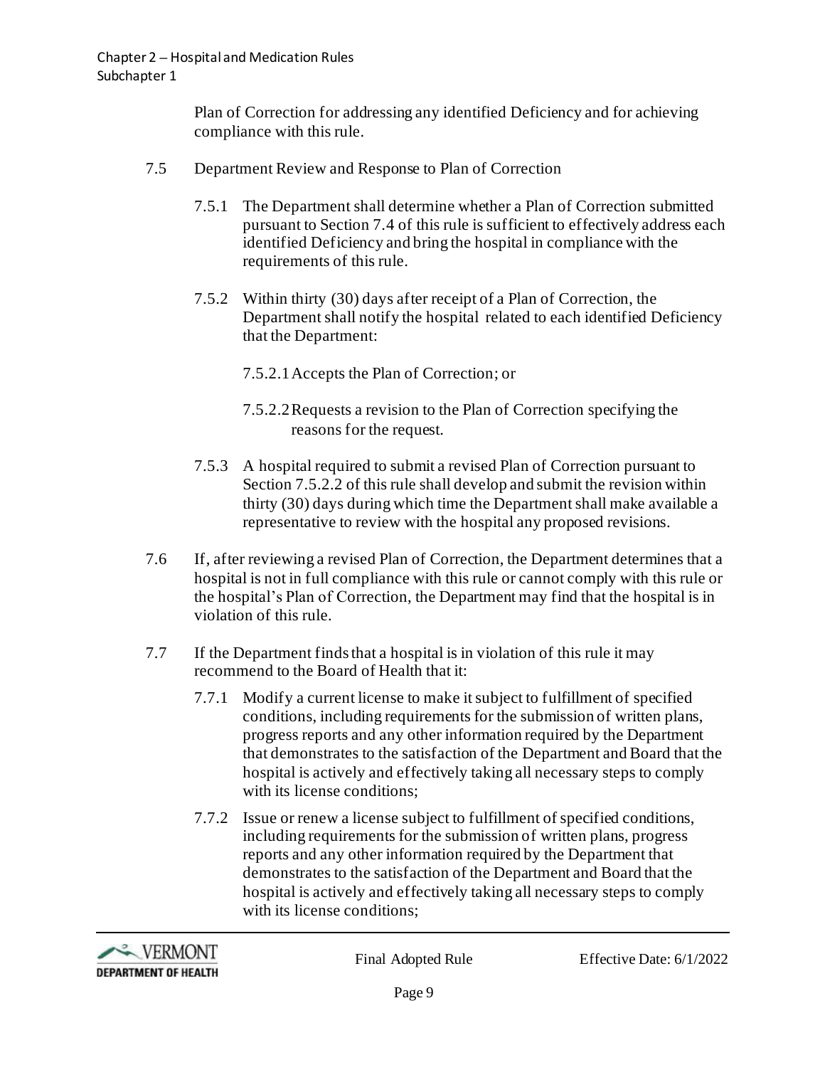Plan of Correction for addressing any identified Deficiency and for achieving compliance with this rule.

7.5 Department Review and Response to Plan of Correction

7.5.1 The Department shall determine whether a Plan of Correction submitted pursuant to Section 7.4 of this rule is sufficient to effectively address each identified Deficiency and bring the hospital in compliance with the requirements of this rule.

7.5.2 Within thirty (30) days after receipt of a Plan of Correction, the Department shall notify the hospital related to each identified Deficiency that the Department:

7.5.2.1 Accepts the Plan of Correction; or

7.5.2.2 Requests a revision to the Plan of Correction specifying the reasons for the request.

7.5.3 A hospital required to submit a revised Plan of Correction pursuant to Section 7.5.2.2 of this rule shall develop and submit the revision within thirty (30) days during which time the Department shall make available a representative to review with the hospital any proposed revisions.

7.6 If, after reviewing a revised Plan of Correction, the Department determines that a hospital is not in full compliance with this rule or cannot comply with this rule or the hospital's Plan of Correction, the Department may find that the hospital is in violation of this rule.

7.7 If the Department finds that a hospital is in violation of this rule it may recommend to the Board of Health that it:

7.7.1 Modify a current license to make it subject to fulfillment of specified conditions, including requirements for the submission of written plans, progress reports and any other information required by the Department that demonstrates to the satisfaction of the Department and Board that the hospital is actively and effectively taking all necessary steps to comply with its license conditions;

7.7.2 Issue or renew a license subject to fulfillment of specified conditions, including requirements for the submission of written plans, progress reports and any other information required by the Department that demonstrates to the satisfaction of the Department and Board that the hospital is actively and effectively taking all necessary steps to comply with its license conditions;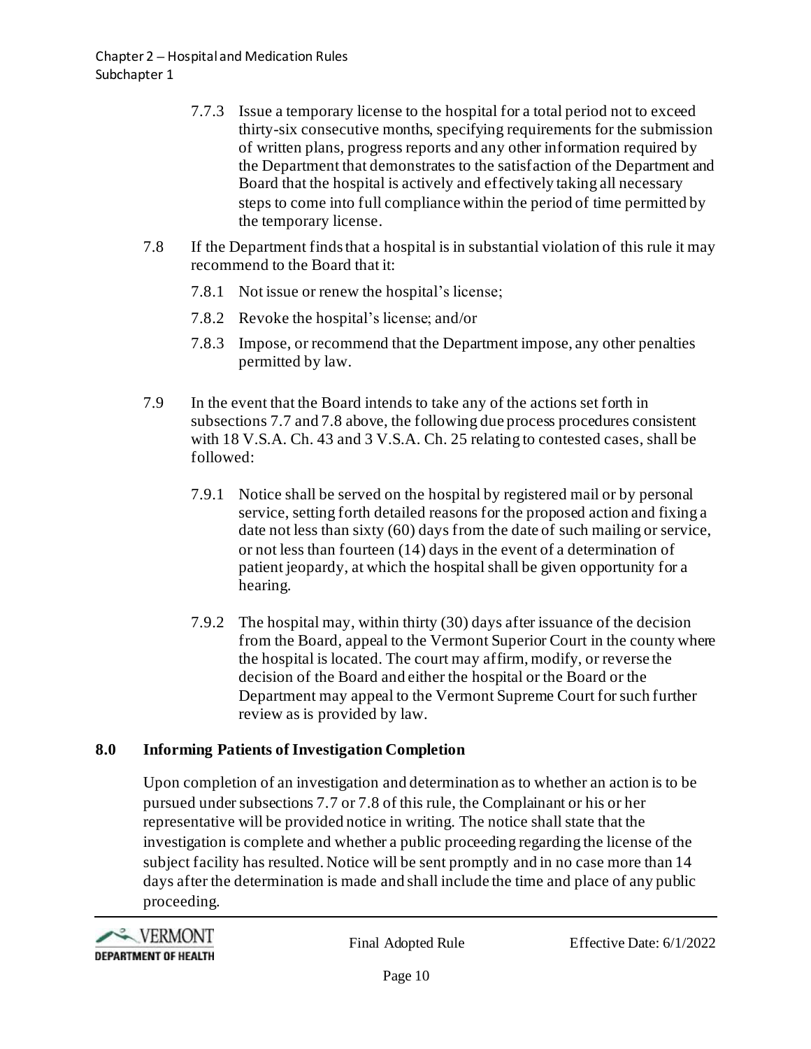7.7.3 Issue a temporary license to the hospital for a total period not to exceed thirty-six consecutive months, specifying requirements for the submission of written plans, progress reports and any other information required by the Department that demonstrates to the satisfaction of the Department and Board that the hospital is actively and effectively taking all necessary steps to come into full compliance within the period of time permitted by the temporary license.

7.8 If the Department finds that a hospital is in substantial violation of this rule it may recommend to the Board that it:

7.8.1 Not issue or renew the hospital's license;

7.8.2 Revoke the hospital's license; and/or

7.8.3 Impose, or recommend that the Department impose, any other penalties permitted by law.

7.9 In the event that the Board intends to take any of the actions set forth in subsections 7.7 and 7.8 above, the following due process procedures consistent with 18 V.S.A. Ch. 43 and 3 V.S.A. Ch. 25 relating to contested cases, shall be followed:

7.9.1 Notice shall be served on the hospital by registered mail or by personal service, setting forth detailed reasons for the proposed action and fixing a date not less than sixty (60) days from the date of such mailing or service, or not less than fourteen (14) days in the event of a determination of patient jeopardy, at which the hospital shall be given opportunity for a hearing.

7.9.2 The hospital may, within thirty (30) days after issuance of the decision from the Board, appeal to the Vermont Superior Court in the county where the hospital is located. The court may affirm, modify, or reverse the decision of the Board and either the hospital or the Board or the Department may appeal to the Vermont Supreme Court for such further review as is provided by law.

## 8.0 Informing Patients of Investigation Completion

Upon completion of an investigation and determination as to whether an action is to be pursued under subsections 7.7 or 7.8 of this rule, the Complainant or his or her representative will be provided notice in writing. The notice shall state that the investigation is complete and whether a public proceeding regarding the license of the subject facility has resulted. Notice will be sent promptly and in no case more than 14 days after the determination is made and shall include the time and place of any public proceeding.